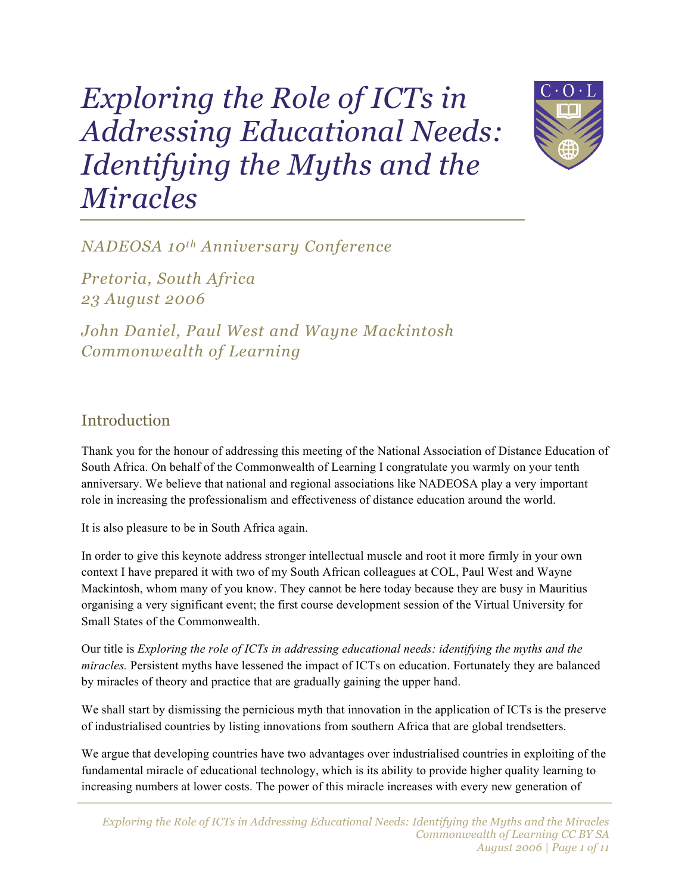# *Exploring the Role of ICTs in Addressing Educational Needs: Identifying the Myths and the Miracles*

*NADEOSA 10th Anniversary Conference*

*Pretoria, South Africa*
*23 August 2006*

*John Daniel, Paul West and Wayne Mackintosh*
*Commonwealth of Learning*

## Introduction

Thank you for the honour of addressing this meeting of the National Association of Distance Education of South Africa. On behalf of the Commonwealth of Learning I congratulate you warmly on your tenth anniversary. We believe that national and regional associations like NADEOSA play a very important role in increasing the professionalism and effectiveness of distance education around the world.

It is also pleasure to be in South Africa again.

In order to give this keynote address stronger intellectual muscle and root it more firmly in your own context I have prepared it with two of my South African colleagues at COL, Paul West and Wayne Mackintosh, whom many of you know. They cannot be here today because they are busy in Mauritius organising a very significant event; the first course development session of the Virtual University for Small States of the Commonwealth.

Our title is *Exploring the role of ICTs in addressing educational needs: identifying the myths and the miracles.* Persistent myths have lessened the impact of ICTs on education. Fortunately they are balanced by miracles of theory and practice that are gradually gaining the upper hand.

We shall start by dismissing the pernicious myth that innovation in the application of ICTs is the preserve of industrialised countries by listing innovations from southern Africa that are global trendsetters.

We argue that developing countries have two advantages over industrialised countries in exploiting of the fundamental miracle of educational technology, which is its ability to provide higher quality learning to increasing numbers at lower costs. The power of this miracle increases with every new generation of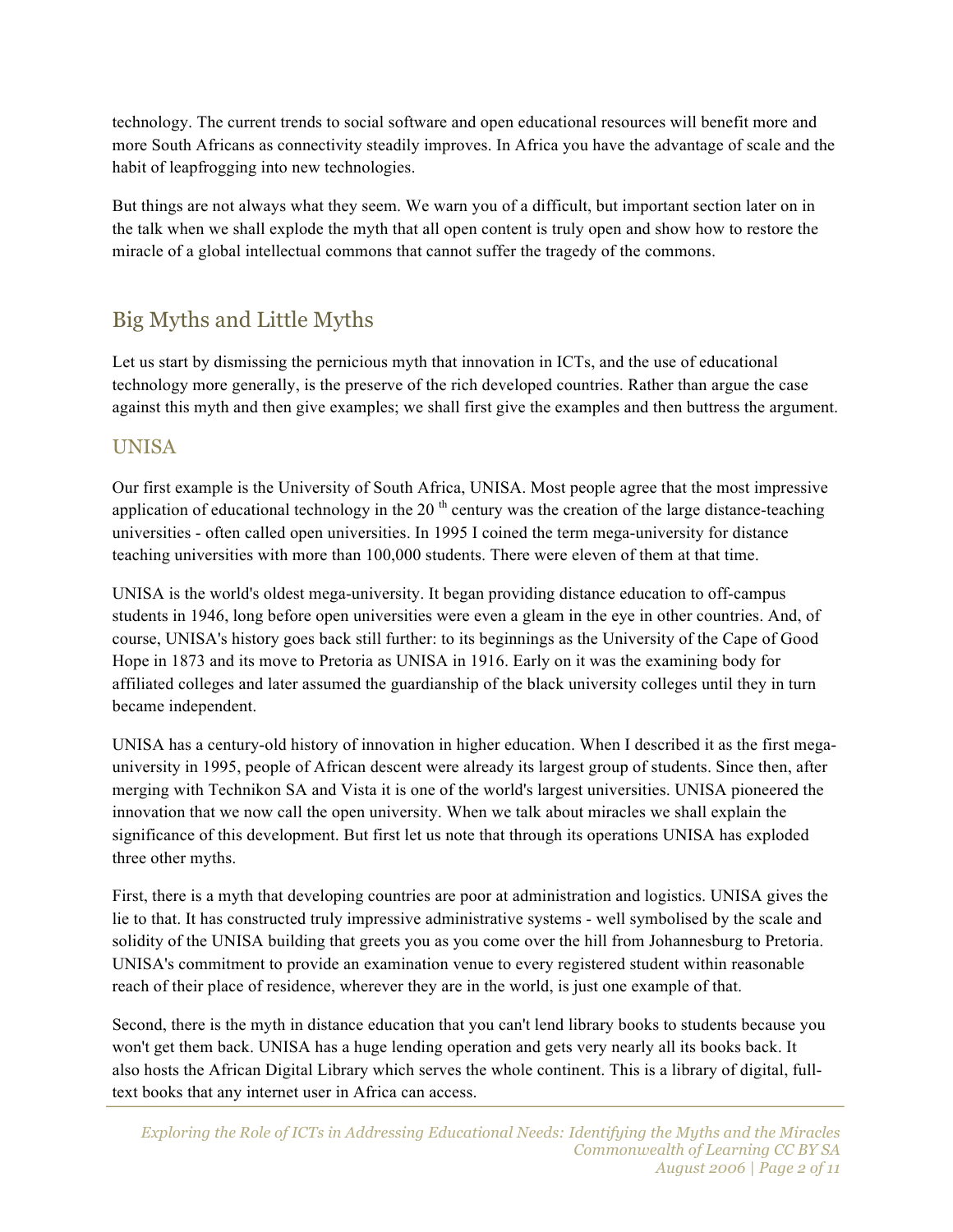technology. The current trends to social software and open educational resources will benefit more and more South Africans as connectivity steadily improves. In Africa you have the advantage of scale and the habit of leapfrogging into new technologies.

But things are not always what they seem. We warn you of a difficult, but important section later on in the talk when we shall explode the myth that all open content is truly open and show how to restore the miracle of a global intellectual commons that cannot suffer the tragedy of the commons.

## Big Myths and Little Myths

Let us start by dismissing the pernicious myth that innovation in ICTs, and the use of educational technology more generally, is the preserve of the rich developed countries. Rather than argue the case against this myth and then give examples; we shall first give the examples and then buttress the argument.

### UNISA

Our first example is the University of South Africa, UNISA. Most people agree that the most impressive application of educational technology in the 20th century was the creation of the large distance-teaching universities - often called open universities. In 1995 I coined the term mega-university for distance teaching universities with more than 100,000 students. There were eleven of them at that time.

UNISA is the world's oldest mega-university. It began providing distance education to off-campus students in 1946, long before open universities were even a gleam in the eye in other countries. And, of course, UNISA's history goes back still further: to its beginnings as the University of the Cape of Good Hope in 1873 and its move to Pretoria as UNISA in 1916. Early on it was the examining body for affiliated colleges and later assumed the guardianship of the black university colleges until they in turn became independent.

UNISA has a century-old history of innovation in higher education. When I described it as the first mega-university in 1995, people of African descent were already its largest group of students. Since then, after merging with Technikon SA and Vista it is one of the world's largest universities. UNISA pioneered the innovation that we now call the open university. When we talk about miracles we shall explain the significance of this development. But first let us note that through its operations UNISA has exploded three other myths.

First, there is a myth that developing countries are poor at administration and logistics. UNISA gives the lie to that. It has constructed truly impressive administrative systems - well symbolised by the scale and solidity of the UNISA building that greets you as you come over the hill from Johannesburg to Pretoria. UNISA's commitment to provide an examination venue to every registered student within reasonable reach of their place of residence, wherever they are in the world, is just one example of that.

Second, there is the myth in distance education that you can't lend library books to students because you won't get them back. UNISA has a huge lending operation and gets very nearly all its books back. It also hosts the African Digital Library which serves the whole continent. This is a library of digital, full-text books that any internet user in Africa can access.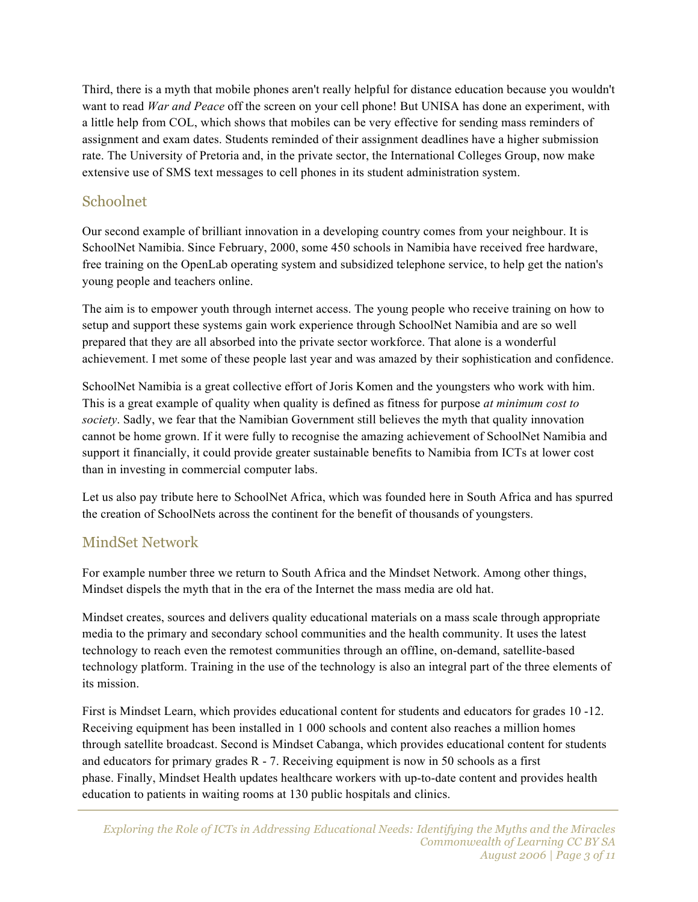Third, there is a myth that mobile phones aren't really helpful for distance education because you wouldn't want to read *War and Peace* off the screen on your cell phone! But UNISA has done an experiment, with a little help from COL, which shows that mobiles can be very effective for sending mass reminders of assignment and exam dates. Students reminded of their assignment deadlines have a higher submission rate. The University of Pretoria and, in the private sector, the International Colleges Group, now make extensive use of SMS text messages to cell phones in its student administration system.

## Schoolnet

Our second example of brilliant innovation in a developing country comes from your neighbour. It is SchoolNet Namibia. Since February, 2000, some 450 schools in Namibia have received free hardware, free training on the OpenLab operating system and subsidized telephone service, to help get the nation's young people and teachers online.

The aim is to empower youth through internet access. The young people who receive training on how to setup and support these systems gain work experience through SchoolNet Namibia and are so well prepared that they are all absorbed into the private sector workforce. That alone is a wonderful achievement. I met some of these people last year and was amazed by their sophistication and confidence.

SchoolNet Namibia is a great collective effort of Joris Komen and the youngsters who work with him. This is a great example of quality when quality is defined as fitness for purpose *at minimum cost to society*. Sadly, we fear that the Namibian Government still believes the myth that quality innovation cannot be home grown. If it were fully to recognise the amazing achievement of SchoolNet Namibia and support it financially, it could provide greater sustainable benefits to Namibia from ICTs at lower cost than in investing in commercial computer labs.

Let us also pay tribute here to SchoolNet Africa, which was founded here in South Africa and has spurred the creation of SchoolNets across the continent for the benefit of thousands of youngsters.

## MindSet Network

For example number three we return to South Africa and the Mindset Network. Among other things, Mindset dispels the myth that in the era of the Internet the mass media are old hat.

Mindset creates, sources and delivers quality educational materials on a mass scale through appropriate media to the primary and secondary school communities and the health community. It uses the latest technology to reach even the remotest communities through an offline, on-demand, satellite-based technology platform. Training in the use of the technology is also an integral part of the three elements of its mission.

First is Mindset Learn, which provides educational content for students and educators for grades 10 -12. Receiving equipment has been installed in 1 000 schools and content also reaches a million homes through satellite broadcast. Second is Mindset Cabanga, which provides educational content for students and educators for primary grades R - 7. Receiving equipment is now in 50 schools as a first phase. Finally, Mindset Health updates healthcare workers with up-to-date content and provides health education to patients in waiting rooms at 130 public hospitals and clinics.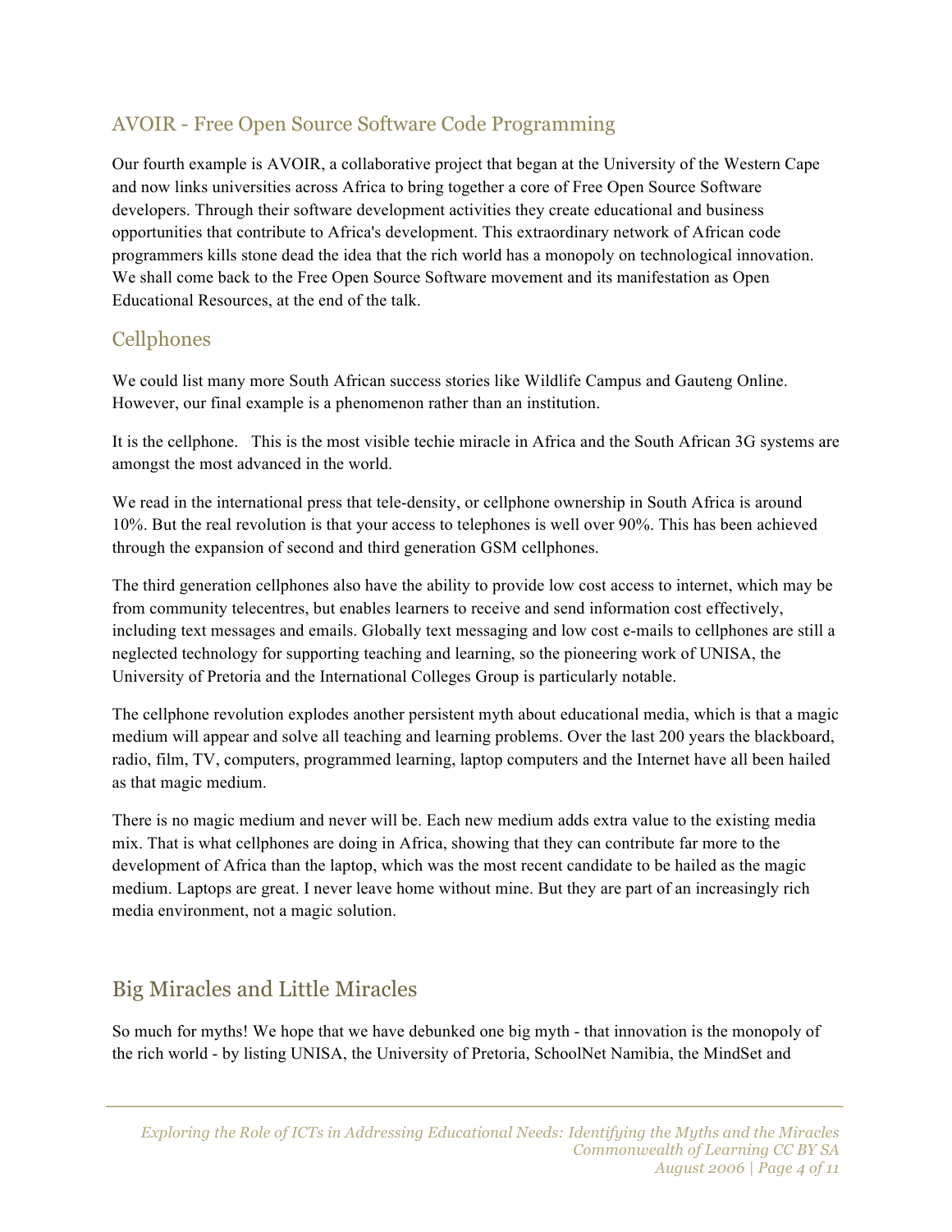## AVOIR - Free Open Source Software Code Programming

Our fourth example is AVOIR, a collaborative project that began at the University of the Western Cape and now links universities across Africa to bring together a core of Free Open Source Software developers. Through their software development activities they create educational and business opportunities that contribute to Africa's development. This extraordinary network of African code programmers kills stone dead the idea that the rich world has a monopoly on technological innovation. We shall come back to the Free Open Source Software movement and its manifestation as Open Educational Resources, at the end of the talk.

## Cellphones

We could list many more South African success stories like Wildlife Campus and Gauteng Online. However, our final example is a phenomenon rather than an institution.

It is the cellphone. This is the most visible techie miracle in Africa and the South African 3G systems are amongst the most advanced in the world.

We read in the international press that tele-density, or cellphone ownership in South Africa is around 10%. But the real revolution is that your access to telephones is well over 90%. This has been achieved through the expansion of second and third generation GSM cellphones.

The third generation cellphones also have the ability to provide low cost access to internet, which may be from community telecentres, but enables learners to receive and send information cost effectively, including text messages and emails. Globally text messaging and low cost e-mails to cellphones are still a neglected technology for supporting teaching and learning, so the pioneering work of UNISA, the University of Pretoria and the International Colleges Group is particularly notable.

The cellphone revolution explodes another persistent myth about educational media, which is that a magic medium will appear and solve all teaching and learning problems. Over the last 200 years the blackboard, radio, film, TV, computers, programmed learning, laptop computers and the Internet have all been hailed as that magic medium.

There is no magic medium and never will be. Each new medium adds extra value to the existing media mix. That is what cellphones are doing in Africa, showing that they can contribute far more to the development of Africa than the laptop, which was the most recent candidate to be hailed as the magic medium. Laptops are great. I never leave home without mine. But they are part of an increasingly rich media environment, not a magic solution.

## Big Miracles and Little Miracles

So much for myths! We hope that we have debunked one big myth - that innovation is the monopoly of the rich world - by listing UNISA, the University of Pretoria, SchoolNet Namibia, the MindSet and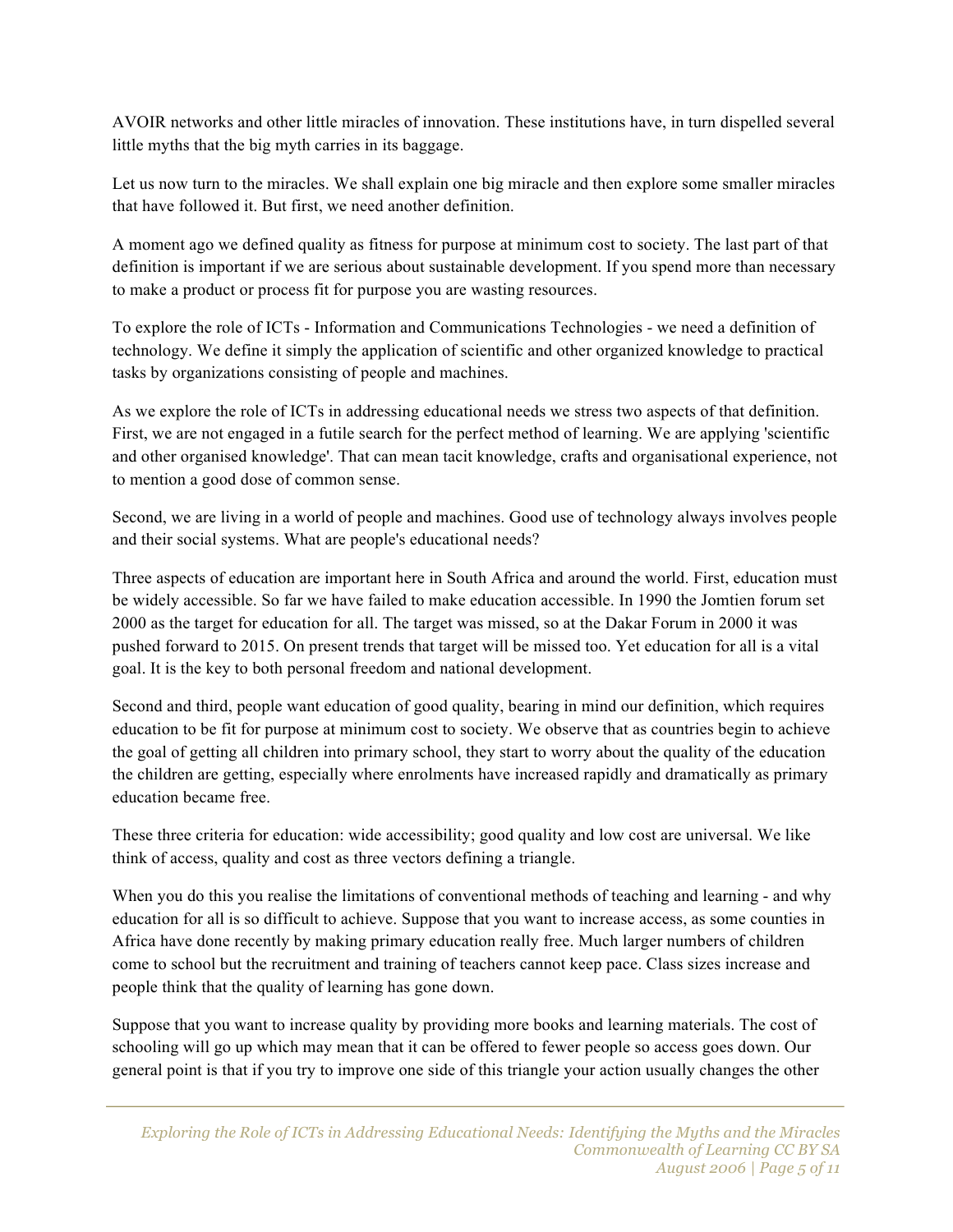AVOIR networks and other little miracles of innovation. These institutions have, in turn dispelled several little myths that the big myth carries in its baggage.

Let us now turn to the miracles. We shall explain one big miracle and then explore some smaller miracles that have followed it. But first, we need another definition.

A moment ago we defined quality as fitness for purpose at minimum cost to society. The last part of that definition is important if we are serious about sustainable development. If you spend more than necessary to make a product or process fit for purpose you are wasting resources.

To explore the role of ICTs - Information and Communications Technologies - we need a definition of technology. We define it simply the application of scientific and other organized knowledge to practical tasks by organizations consisting of people and machines.

As we explore the role of ICTs in addressing educational needs we stress two aspects of that definition. First, we are not engaged in a futile search for the perfect method of learning. We are applying 'scientific and other organised knowledge'. That can mean tacit knowledge, crafts and organisational experience, not to mention a good dose of common sense.

Second, we are living in a world of people and machines. Good use of technology always involves people and their social systems. What are people's educational needs?

Three aspects of education are important here in South Africa and around the world. First, education must be widely accessible. So far we have failed to make education accessible. In 1990 the Jomtien forum set 2000 as the target for education for all. The target was missed, so at the Dakar Forum in 2000 it was pushed forward to 2015. On present trends that target will be missed too. Yet education for all is a vital goal. It is the key to both personal freedom and national development.

Second and third, people want education of good quality, bearing in mind our definition, which requires education to be fit for purpose at minimum cost to society. We observe that as countries begin to achieve the goal of getting all children into primary school, they start to worry about the quality of the education the children are getting, especially where enrolments have increased rapidly and dramatically as primary education became free.

These three criteria for education: wide accessibility; good quality and low cost are universal. We like think of access, quality and cost as three vectors defining a triangle.

When you do this you realise the limitations of conventional methods of teaching and learning - and why education for all is so difficult to achieve. Suppose that you want to increase access, as some counties in Africa have done recently by making primary education really free. Much larger numbers of children come to school but the recruitment and training of teachers cannot keep pace. Class sizes increase and people think that the quality of learning has gone down.

Suppose that you want to increase quality by providing more books and learning materials. The cost of schooling will go up which may mean that it can be offered to fewer people so access goes down. Our general point is that if you try to improve one side of this triangle your action usually changes the other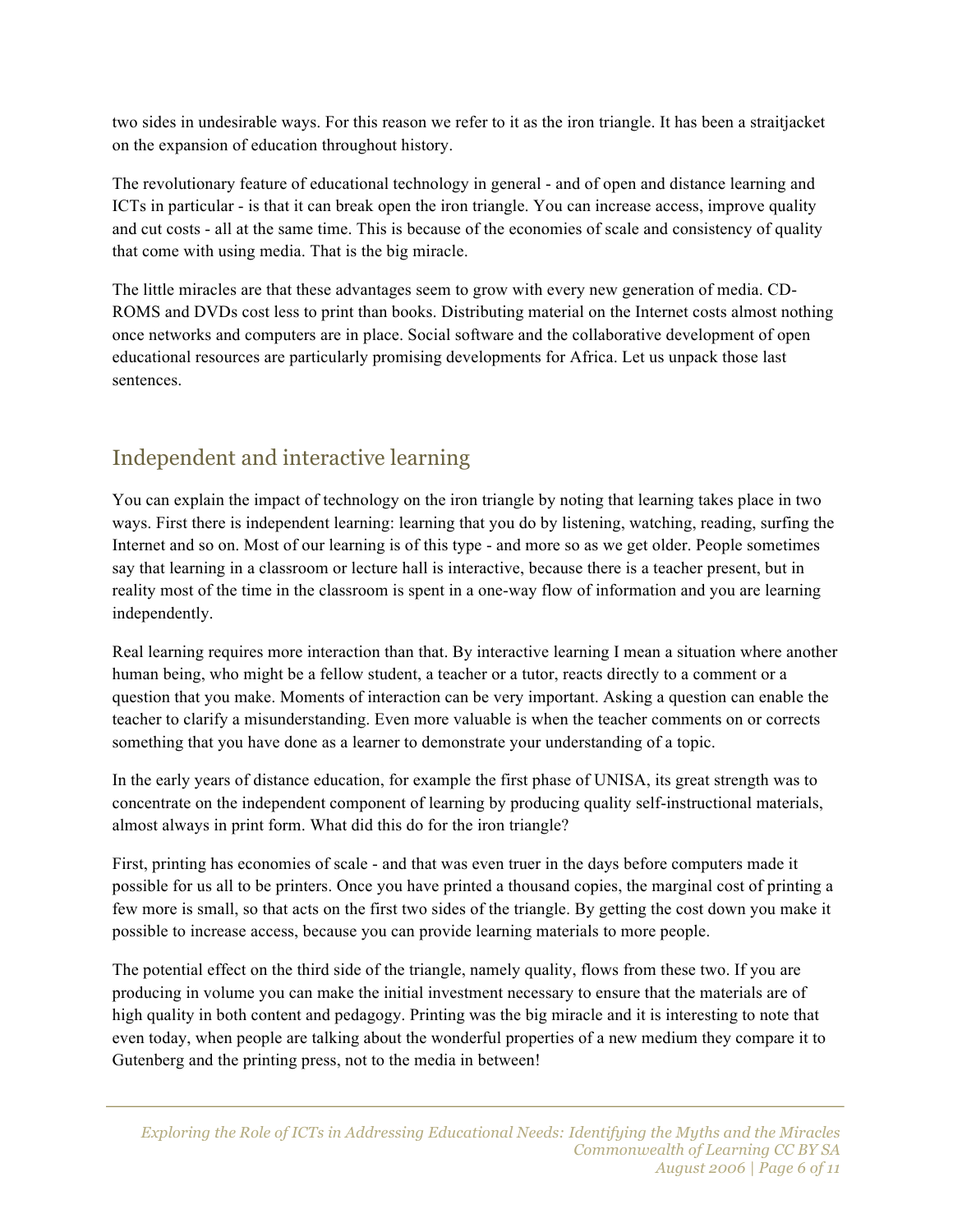two sides in undesirable ways. For this reason we refer to it as the iron triangle. It has been a straitjacket on the expansion of education throughout history.

The revolutionary feature of educational technology in general - and of open and distance learning and ICTs in particular - is that it can break open the iron triangle. You can increase access, improve quality and cut costs - all at the same time. This is because of the economies of scale and consistency of quality that come with using media. That is the big miracle.

The little miracles are that these advantages seem to grow with every new generation of media. CD-ROMS and DVDs cost less to print than books. Distributing material on the Internet costs almost nothing once networks and computers are in place. Social software and the collaborative development of open educational resources are particularly promising developments for Africa. Let us unpack those last sentences.

## Independent and interactive learning

You can explain the impact of technology on the iron triangle by noting that learning takes place in two ways. First there is independent learning: learning that you do by listening, watching, reading, surfing the Internet and so on. Most of our learning is of this type - and more so as we get older. People sometimes say that learning in a classroom or lecture hall is interactive, because there is a teacher present, but in reality most of the time in the classroom is spent in a one-way flow of information and you are learning independently.

Real learning requires more interaction than that. By interactive learning I mean a situation where another human being, who might be a fellow student, a teacher or a tutor, reacts directly to a comment or a question that you make. Moments of interaction can be very important. Asking a question can enable the teacher to clarify a misunderstanding. Even more valuable is when the teacher comments on or corrects something that you have done as a learner to demonstrate your understanding of a topic.

In the early years of distance education, for example the first phase of UNISA, its great strength was to concentrate on the independent component of learning by producing quality self-instructional materials, almost always in print form. What did this do for the iron triangle?

First, printing has economies of scale - and that was even truer in the days before computers made it possible for us all to be printers. Once you have printed a thousand copies, the marginal cost of printing a few more is small, so that acts on the first two sides of the triangle. By getting the cost down you make it possible to increase access, because you can provide learning materials to more people.

The potential effect on the third side of the triangle, namely quality, flows from these two. If you are producing in volume you can make the initial investment necessary to ensure that the materials are of high quality in both content and pedagogy. Printing was the big miracle and it is interesting to note that even today, when people are talking about the wonderful properties of a new medium they compare it to Gutenberg and the printing press, not to the media in between!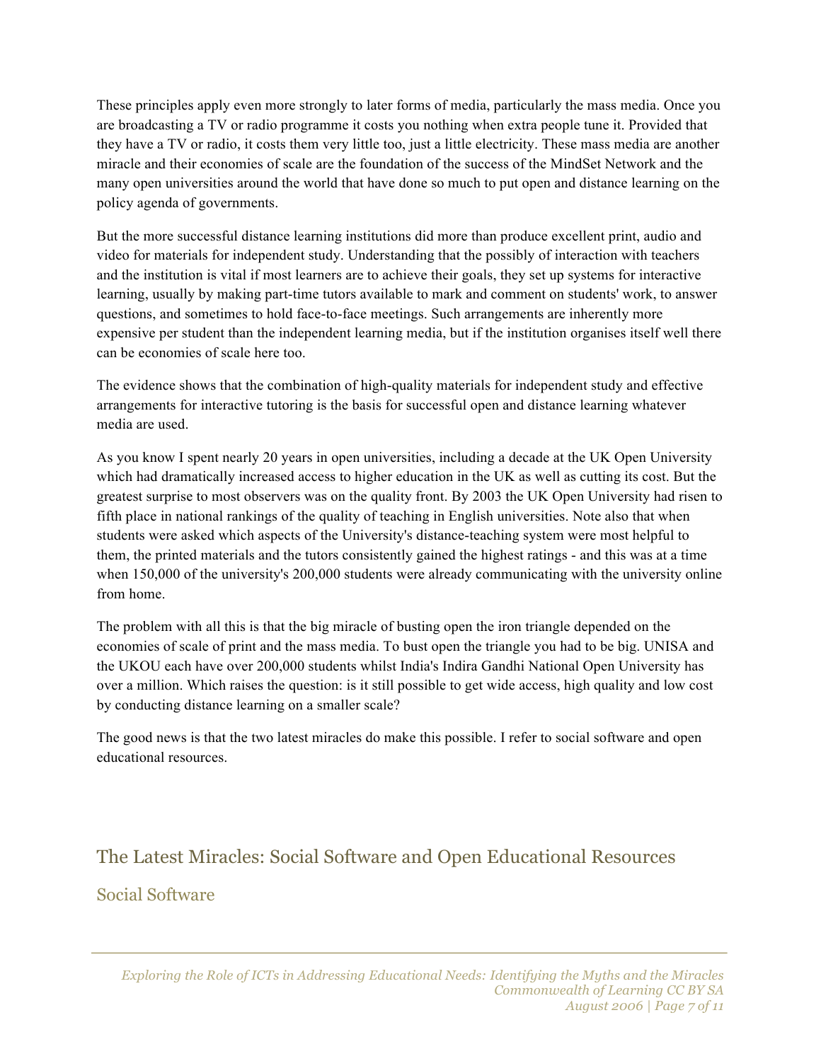These principles apply even more strongly to later forms of media, particularly the mass media. Once you are broadcasting a TV or radio programme it costs you nothing when extra people tune it. Provided that they have a TV or radio, it costs them very little too, just a little electricity. These mass media are another miracle and their economies of scale are the foundation of the success of the MindSet Network and the many open universities around the world that have done so much to put open and distance learning on the policy agenda of governments.

But the more successful distance learning institutions did more than produce excellent print, audio and video for materials for independent study. Understanding that the possibly of interaction with teachers and the institution is vital if most learners are to achieve their goals, they set up systems for interactive learning, usually by making part-time tutors available to mark and comment on students' work, to answer questions, and sometimes to hold face-to-face meetings. Such arrangements are inherently more expensive per student than the independent learning media, but if the institution organises itself well there can be economies of scale here too.

The evidence shows that the combination of high-quality materials for independent study and effective arrangements for interactive tutoring is the basis for successful open and distance learning whatever media are used.

As you know I spent nearly 20 years in open universities, including a decade at the UK Open University which had dramatically increased access to higher education in the UK as well as cutting its cost. But the greatest surprise to most observers was on the quality front. By 2003 the UK Open University had risen to fifth place in national rankings of the quality of teaching in English universities. Note also that when students were asked which aspects of the University's distance-teaching system were most helpful to them, the printed materials and the tutors consistently gained the highest ratings - and this was at a time when 150,000 of the university's 200,000 students were already communicating with the university online from home.

The problem with all this is that the big miracle of busting open the iron triangle depended on the economies of scale of print and the mass media. To bust open the triangle you had to be big. UNISA and the UKOU each have over 200,000 students whilst India's Indira Gandhi National Open University has over a million. Which raises the question: is it still possible to get wide access, high quality and low cost by conducting distance learning on a smaller scale?

The good news is that the two latest miracles do make this possible. I refer to social software and open educational resources.

## The Latest Miracles: Social Software and Open Educational Resources

### Social Software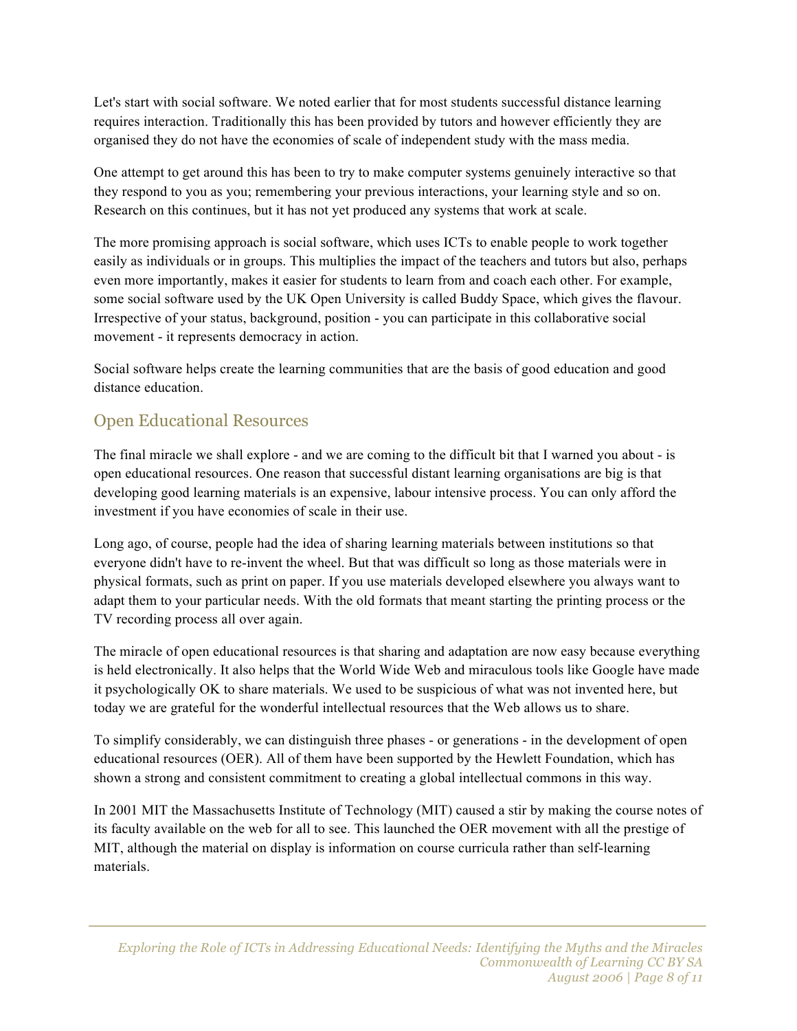Let's start with social software. We noted earlier that for most students successful distance learning requires interaction. Traditionally this has been provided by tutors and however efficiently they are organised they do not have the economies of scale of independent study with the mass media.

One attempt to get around this has been to try to make computer systems genuinely interactive so that they respond to you as you; remembering your previous interactions, your learning style and so on. Research on this continues, but it has not yet produced any systems that work at scale.

The more promising approach is social software, which uses ICTs to enable people to work together easily as individuals or in groups. This multiplies the impact of the teachers and tutors but also, perhaps even more importantly, makes it easier for students to learn from and coach each other. For example, some social software used by the UK Open University is called Buddy Space, which gives the flavour. Irrespective of your status, background, position - you can participate in this collaborative social movement - it represents democracy in action.

Social software helps create the learning communities that are the basis of good education and good distance education.

## Open Educational Resources

The final miracle we shall explore - and we are coming to the difficult bit that I warned you about - is open educational resources. One reason that successful distant learning organisations are big is that developing good learning materials is an expensive, labour intensive process. You can only afford the investment if you have economies of scale in their use.

Long ago, of course, people had the idea of sharing learning materials between institutions so that everyone didn't have to re-invent the wheel. But that was difficult so long as those materials were in physical formats, such as print on paper. If you use materials developed elsewhere you always want to adapt them to your particular needs. With the old formats that meant starting the printing process or the TV recording process all over again.

The miracle of open educational resources is that sharing and adaptation are now easy because everything is held electronically. It also helps that the World Wide Web and miraculous tools like Google have made it psychologically OK to share materials. We used to be suspicious of what was not invented here, but today we are grateful for the wonderful intellectual resources that the Web allows us to share.

To simplify considerably, we can distinguish three phases - or generations - in the development of open educational resources (OER). All of them have been supported by the Hewlett Foundation, which has shown a strong and consistent commitment to creating a global intellectual commons in this way.

In 2001 MIT the Massachusetts Institute of Technology (MIT) caused a stir by making the course notes of its faculty available on the web for all to see. This launched the OER movement with all the prestige of MIT, although the material on display is information on course curricula rather than self-learning materials.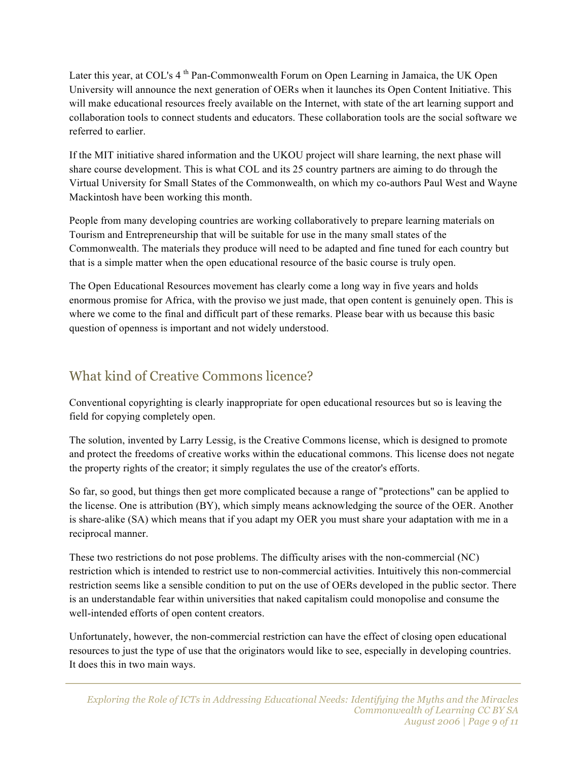Later this year, at COL's 4th Pan-Commonwealth Forum on Open Learning in Jamaica, the UK Open University will announce the next generation of OERs when it launches its Open Content Initiative. This will make educational resources freely available on the Internet, with state of the art learning support and collaboration tools to connect students and educators. These collaboration tools are the social software we referred to earlier.

If the MIT initiative shared information and the UKOU project will share learning, the next phase will share course development. This is what COL and its 25 country partners are aiming to do through the Virtual University for Small States of the Commonwealth, on which my co-authors Paul West and Wayne Mackintosh have been working this month.

People from many developing countries are working collaboratively to prepare learning materials on Tourism and Entrepreneurship that will be suitable for use in the many small states of the Commonwealth. The materials they produce will need to be adapted and fine tuned for each country but that is a simple matter when the open educational resource of the basic course is truly open.

The Open Educational Resources movement has clearly come a long way in five years and holds enormous promise for Africa, with the proviso we just made, that open content is genuinely open. This is where we come to the final and difficult part of these remarks. Please bear with us because this basic question of openness is important and not widely understood.

## What kind of Creative Commons licence?

Conventional copyrighting is clearly inappropriate for open educational resources but so is leaving the field for copying completely open.

The solution, invented by Larry Lessig, is the Creative Commons license, which is designed to promote and protect the freedoms of creative works within the educational commons. This license does not negate the property rights of the creator; it simply regulates the use of the creator's efforts.

So far, so good, but things then get more complicated because a range of "protections" can be applied to the license. One is attribution (BY), which simply means acknowledging the source of the OER. Another is share-alike (SA) which means that if you adapt my OER you must share your adaptation with me in a reciprocal manner.

These two restrictions do not pose problems. The difficulty arises with the non-commercial (NC) restriction which is intended to restrict use to non-commercial activities. Intuitively this non-commercial restriction seems like a sensible condition to put on the use of OERs developed in the public sector. There is an understandable fear within universities that naked capitalism could monopolise and consume the well-intended efforts of open content creators.

Unfortunately, however, the non-commercial restriction can have the effect of closing open educational resources to just the type of use that the originators would like to see, especially in developing countries. It does this in two main ways.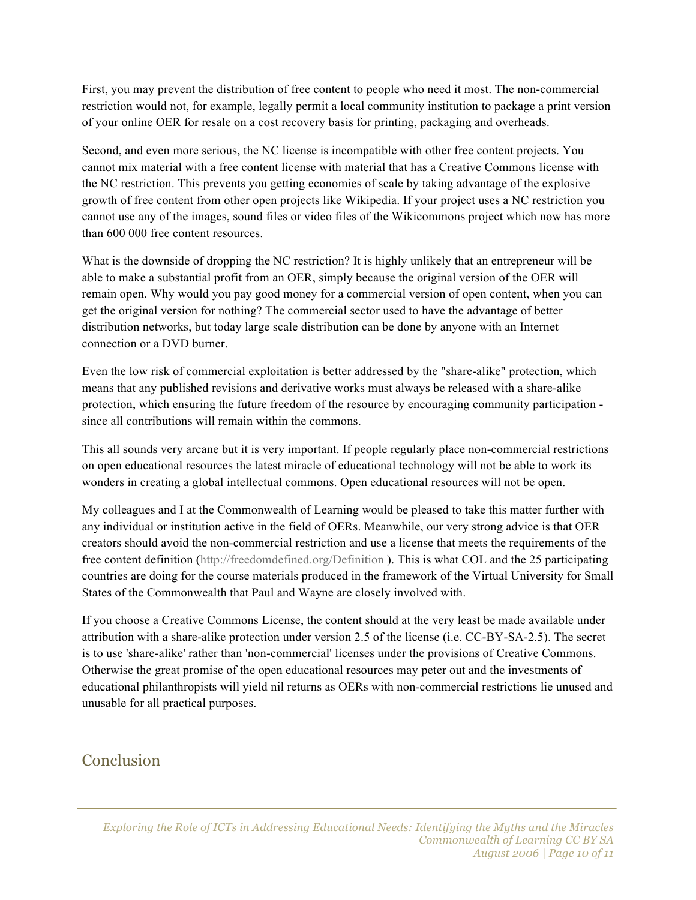First, you may prevent the distribution of free content to people who need it most. The non-commercial restriction would not, for example, legally permit a local community institution to package a print version of your online OER for resale on a cost recovery basis for printing, packaging and overheads.

Second, and even more serious, the NC license is incompatible with other free content projects. You cannot mix material with a free content license with material that has a Creative Commons license with the NC restriction. This prevents you getting economies of scale by taking advantage of the explosive growth of free content from other open projects like Wikipedia. If your project uses a NC restriction you cannot use any of the images, sound files or video files of the Wikicommons project which now has more than 600 000 free content resources.

What is the downside of dropping the NC restriction? It is highly unlikely that an entrepreneur will be able to make a substantial profit from an OER, simply because the original version of the OER will remain open. Why would you pay good money for a commercial version of open content, when you can get the original version for nothing? The commercial sector used to have the advantage of better distribution networks, but today large scale distribution can be done by anyone with an Internet connection or a DVD burner.

Even the low risk of commercial exploitation is better addressed by the "share-alike" protection, which means that any published revisions and derivative works must always be released with a share-alike protection, which ensuring the future freedom of the resource by encouraging community participation - since all contributions will remain within the commons.

This all sounds very arcane but it is very important. If people regularly place non-commercial restrictions on open educational resources the latest miracle of educational technology will not be able to work its wonders in creating a global intellectual commons. Open educational resources will not be open.

My colleagues and I at the Commonwealth of Learning would be pleased to take this matter further with any individual or institution active in the field of OERs. Meanwhile, our very strong advice is that OER creators should avoid the non-commercial restriction and use a license that meets the requirements of the free content definition (http://freedomdefined.org/Definition ). This is what COL and the 25 participating countries are doing for the course materials produced in the framework of the Virtual University for Small States of the Commonwealth that Paul and Wayne are closely involved with.

If you choose a Creative Commons License, the content should at the very least be made available under attribution with a share-alike protection under version 2.5 of the license (i.e. CC-BY-SA-2.5). The secret is to use 'share-alike' rather than 'non-commercial' licenses under the provisions of Creative Commons. Otherwise the great promise of the open educational resources may peter out and the investments of educational philanthropists will yield nil returns as OERs with non-commercial restrictions lie unused and unusable for all practical purposes.

## Conclusion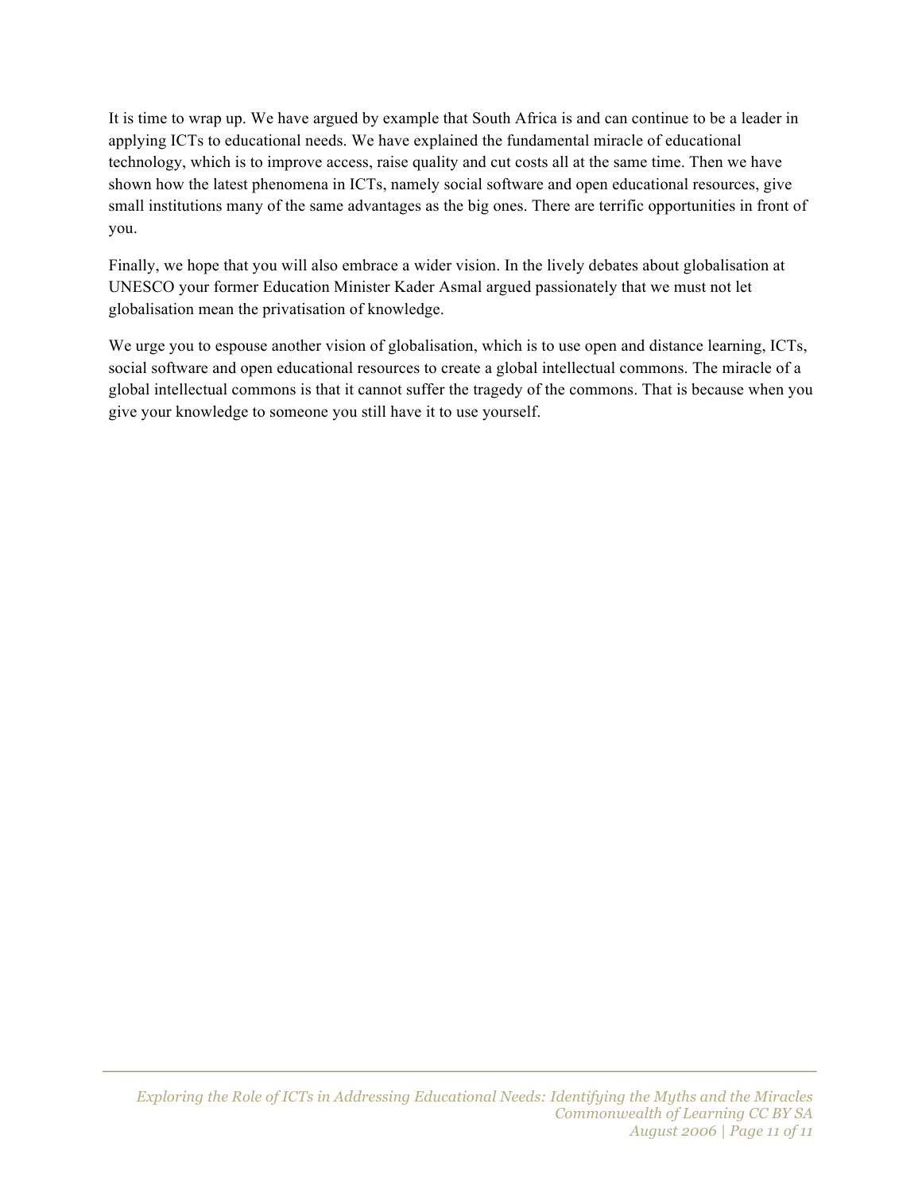It is time to wrap up. We have argued by example that South Africa is and can continue to be a leader in applying ICTs to educational needs. We have explained the fundamental miracle of educational technology, which is to improve access, raise quality and cut costs all at the same time. Then we have shown how the latest phenomena in ICTs, namely social software and open educational resources, give small institutions many of the same advantages as the big ones. There are terrific opportunities in front of you.

Finally, we hope that you will also embrace a wider vision. In the lively debates about globalisation at UNESCO your former Education Minister Kader Asmal argued passionately that we must not let globalisation mean the privatisation of knowledge.

We urge you to espouse another vision of globalisation, which is to use open and distance learning, ICTs, social software and open educational resources to create a global intellectual commons. The miracle of a global intellectual commons is that it cannot suffer the tragedy of the commons. That is because when you give your knowledge to someone you still have it to use yourself.